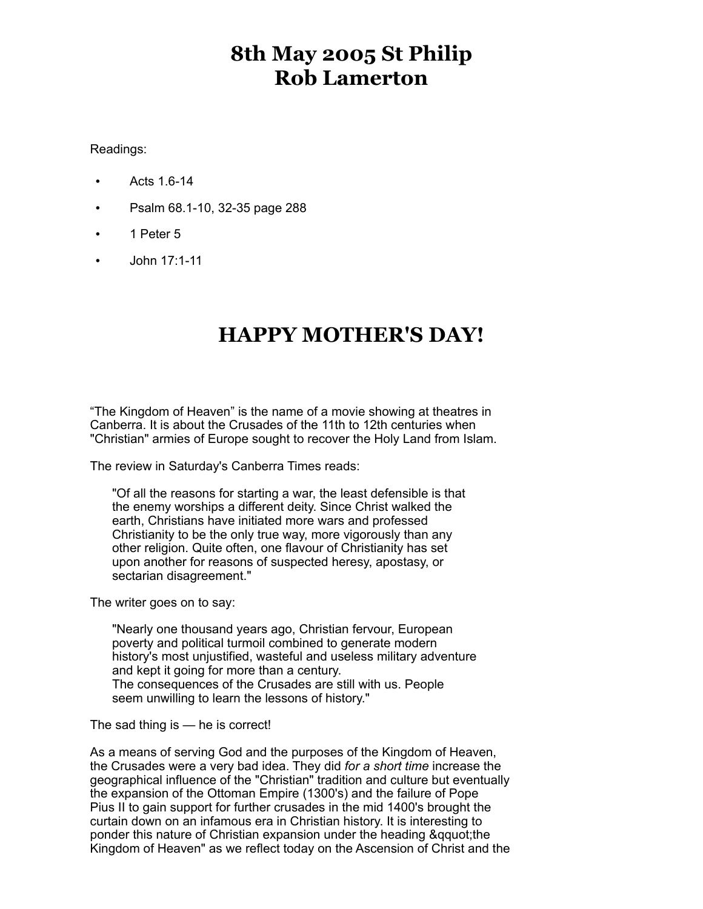# 8th May 2005 St Philip
# Rob Lamerton

Readings:

- Acts 1.6-14
- Psalm 68.1-10, 32-35 page 288
- 1 Peter 5
- John 17:1-11

# HAPPY MOTHER'S DAY!

“The Kingdom of Heaven” is the name of a movie showing at theatres in Canberra. It is about the Crusades of the 11th to 12th centuries when "Christian" armies of Europe sought to recover the Holy Land from Islam.

The review in Saturday's Canberra Times reads:

> "Of all the reasons for starting a war, the least defensible is that the enemy worships a different deity. Since Christ walked the earth, Christians have initiated more wars and professed Christianity to be the only true way, more vigorously than any other religion. Quite often, one flavour of Christianity has set upon another for reasons of suspected heresy, apostasy, or sectarian disagreement."

The writer goes on to say:

> "Nearly one thousand years ago, Christian fervour, European poverty and political turmoil combined to generate modern history's most unjustified, wasteful and useless military adventure and kept it going for more than a century.
> The consequences of the Crusades are still with us. People seem unwilling to learn the lessons of history."

The sad thing is — he is correct!

As a means of serving God and the purposes of the Kingdom of Heaven, the Crusades were a very bad idea. They did *for a short time* increase the geographical influence of the "Christian" tradition and culture but eventually the expansion of the Ottoman Empire (1300's) and the failure of Pope Pius II to gain support for further crusades in the mid 1400's brought the curtain down on an infamous era in Christian history. It is interesting to ponder this nature of Christian expansion under the heading &qquot;the Kingdom of Heaven" as we reflect today on the Ascension of Christ and the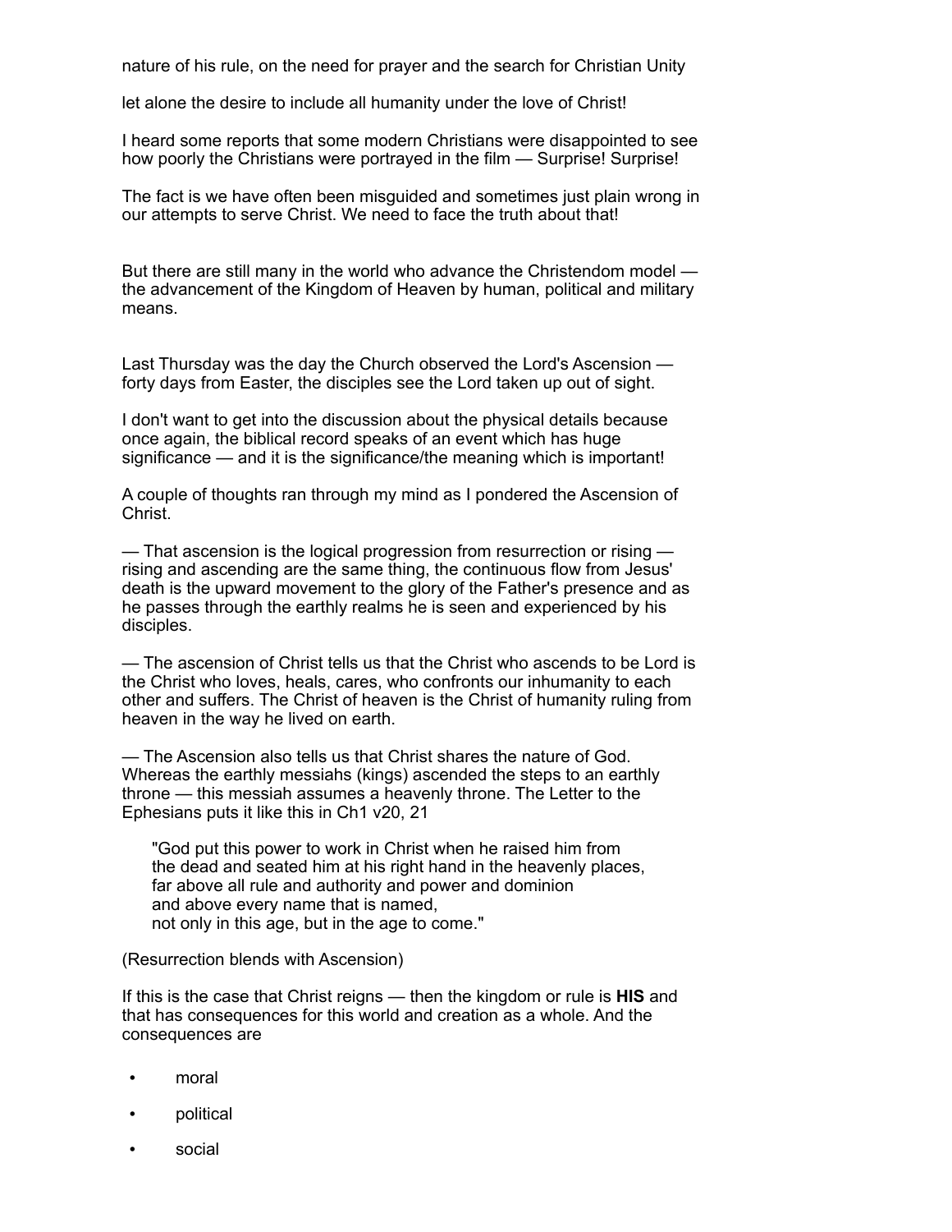nature of his rule, on the need for prayer and the search for Christian Unity

let alone the desire to include all humanity under the love of Christ!

I heard some reports that some modern Christians were disappointed to see how poorly the Christians were portrayed in the film — Surprise! Surprise!

The fact is we have often been misguided and sometimes just plain wrong in our attempts to serve Christ. We need to face the truth about that!

But there are still many in the world who advance the Christendom model — the advancement of the Kingdom of Heaven by human, political and military means.

Last Thursday was the day the Church observed the Lord's Ascension — forty days from Easter, the disciples see the Lord taken up out of sight.

I don't want to get into the discussion about the physical details because once again, the biblical record speaks of an event which has huge significance — and it is the significance/the meaning which is important!

A couple of thoughts ran through my mind as I pondered the Ascension of Christ.

— That ascension is the logical progression from resurrection or rising — rising and ascending are the same thing, the continuous flow from Jesus' death is the upward movement to the glory of the Father's presence and as he passes through the earthly realms he is seen and experienced by his disciples.

— The ascension of Christ tells us that the Christ who ascends to be Lord is the Christ who loves, heals, cares, who confronts our inhumanity to each other and suffers. The Christ of heaven is the Christ of humanity ruling from heaven in the way he lived on earth.

— The Ascension also tells us that Christ shares the nature of God. Whereas the earthly messiahs (kings) ascended the steps to an earthly throne — this messiah assumes a heavenly throne. The Letter to the Ephesians puts it like this in Ch1 v20, 21

> "God put this power to work in Christ when he raised him from
> the dead and seated him at his right hand in the heavenly places,
> far above all rule and authority and power and dominion
> and above every name that is named,
> not only in this age, but in the age to come."

(Resurrection blends with Ascension)

If this is the case that Christ reigns — then the kingdom or rule is **HIS** and that has consequences for this world and creation as a whole. And the consequences are

- moral
- political
- social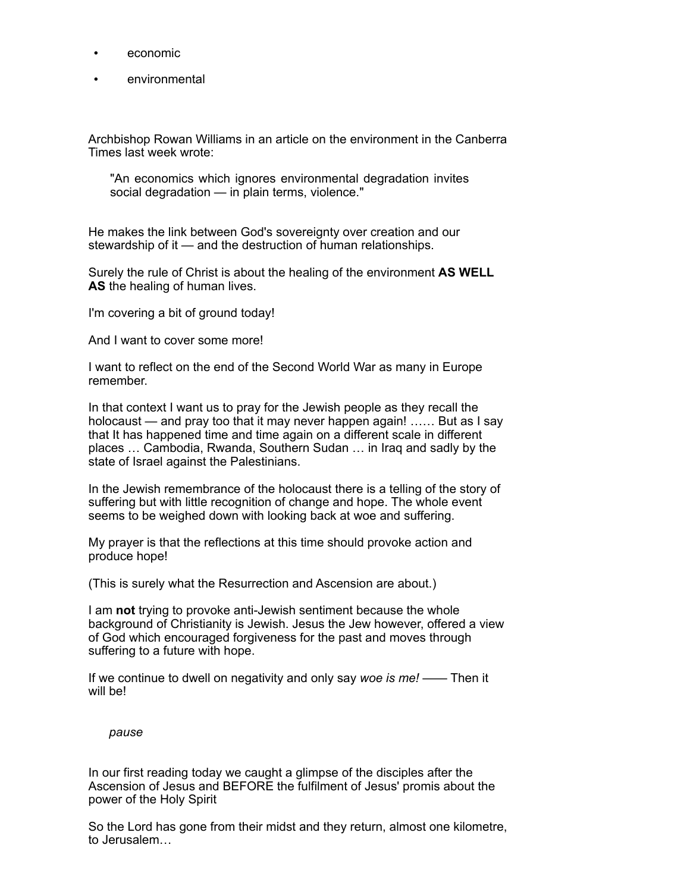- economic
- environmental

Archbishop Rowan Williams in an article on the environment in the Canberra Times last week wrote:

> "An economics which ignores environmental degradation invites social degradation — in plain terms, violence."

He makes the link between God's sovereignty over creation and our stewardship of it — and the destruction of human relationships.

Surely the rule of Christ is about the healing of the environment **AS WELL AS** the healing of human lives.

I'm covering a bit of ground today!

And I want to cover some more!

I want to reflect on the end of the Second World War as many in Europe remember.

In that context I want us to pray for the Jewish people as they recall the holocaust — and pray too that it may never happen again! …… But as I say that It has happened time and time again on a different scale in different places … Cambodia, Rwanda, Southern Sudan … in Iraq and sadly by the state of Israel against the Palestinians.

In the Jewish remembrance of the holocaust there is a telling of the story of suffering but with little recognition of change and hope. The whole event seems to be weighed down with looking back at woe and suffering.

My prayer is that the reflections at this time should provoke action and produce hope!

(This is surely what the Resurrection and Ascension are about.)

I am **not** trying to provoke anti-Jewish sentiment because the whole background of Christianity is Jewish. Jesus the Jew however, offered a view of God which encouraged forgiveness for the past and moves through suffering to a future with hope.

If we continue to dwell on negativity and only say *woe is me!* —— Then it will be!

*pause*

In our first reading today we caught a glimpse of the disciples after the Ascension of Jesus and BEFORE the fulfilment of Jesus' promis about the power of the Holy Spirit

So the Lord has gone from their midst and they return, almost one kilometre, to Jerusalem…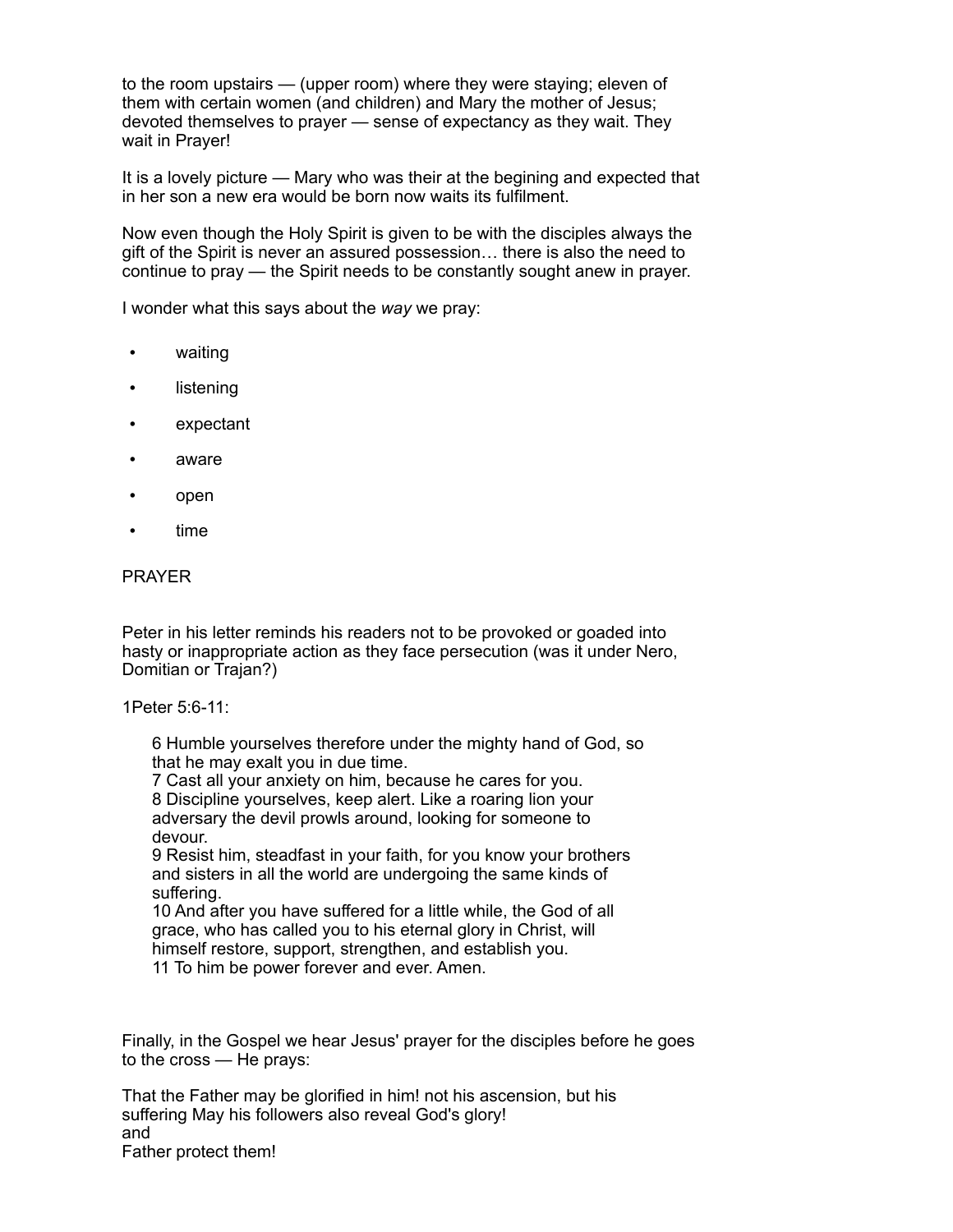to the room upstairs — (upper room) where they were staying; eleven of them with certain women (and children) and Mary the mother of Jesus; devoted themselves to prayer — sense of expectancy as they wait. They wait in Prayer!

It is a lovely picture — Mary who was their at the begining and expected that in her son a new era would be born now waits its fulfilment.

Now even though the Holy Spirit is given to be with the disciples always the gift of the Spirit is never an assured possession… there is also the need to continue to pray — the Spirit needs to be constantly sought anew in prayer.

I wonder what this says about the *way* we pray:

- waiting
- listening
- expectant
- aware
- open
- time

PRAYER

Peter in his letter reminds his readers not to be provoked or goaded into hasty or inappropriate action as they face persecution (was it under Nero, Domitian or Trajan?)

1Peter 5:6-11:

> 6 Humble yourselves therefore under the mighty hand of God, so that he may exalt you in due time.
> 7 Cast all your anxiety on him, because he cares for you.
> 8 Discipline yourselves, keep alert. Like a roaring lion your adversary the devil prowls around, looking for someone to devour.
> 9 Resist him, steadfast in your faith, for you know your brothers and sisters in all the world are undergoing the same kinds of suffering.
> 10 And after you have suffered for a little while, the God of all grace, who has called you to his eternal glory in Christ, will himself restore, support, strengthen, and establish you.
> 11 To him be power forever and ever. Amen.

Finally, in the Gospel we hear Jesus' prayer for the disciples before he goes to the cross — He prays:

That the Father may be glorified in him! not his ascension, but his suffering May his followers also reveal God's glory!
and
Father protect them!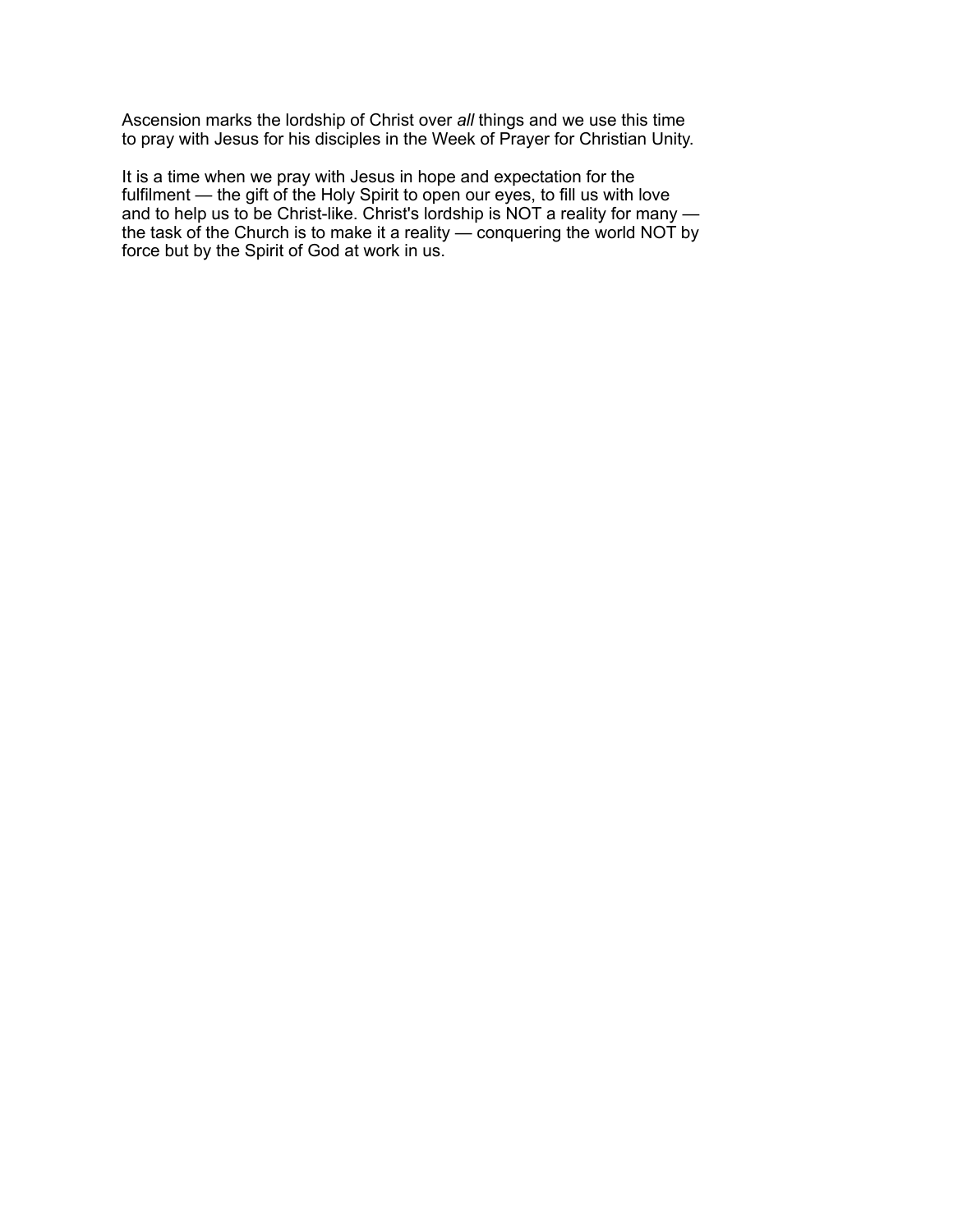Ascension marks the lordship of Christ over *all* things and we use this time to pray with Jesus for his disciples in the Week of Prayer for Christian Unity.

It is a time when we pray with Jesus in hope and expectation for the fulfilment — the gift of the Holy Spirit to open our eyes, to fill us with love and to help us to be Christ-like. Christ's lordship is NOT a reality for many — the task of the Church is to make it a reality — conquering the world NOT by force but by the Spirit of God at work in us.